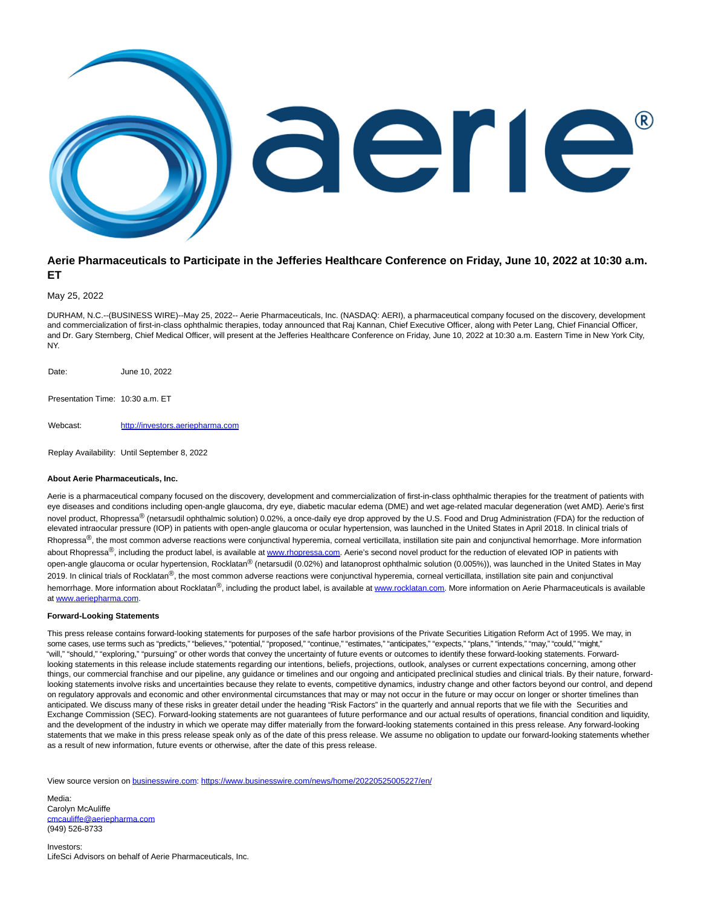# Aerie Pharmaceuticals to Participate in the Jefferies Healthcare Conference on Friday, June 10, 2022 at 10:30 a.m. ET

May 25, 2022

DURHAM, N.C.--(BUSINESS WIRE)--May 25, 2022-- Aerie Pharmaceuticals, Inc. (NASDAQ: AERI), a pharmaceutical company focused on the discovery, development and commercialization of first-in-class ophthalmic therapies, today announced that Raj Kannan, Chief Executive Officer, along with Peter Lang, Chief Financial Officer, and Dr. Gary Sternberg, Chief Medical Officer, will present at the Jefferies Healthcare Conference on Friday, June 10, 2022 at 10:30 a.m. Eastern Time in New York City, NY.

| | |
|---|---|
| Date: | June 10, 2022 |
| Presentation Time: | 10:30 a.m. ET |
| Webcast: | http://investors.aeriepharma.com |
| Replay Availability: | Until September 8, 2022 |

**About Aerie Pharmaceuticals, Inc.**

Aerie is a pharmaceutical company focused on the discovery, development and commercialization of first-in-class ophthalmic therapies for the treatment of patients with eye diseases and conditions including open-angle glaucoma, dry eye, diabetic macular edema (DME) and wet age-related macular degeneration (wet AMD). Aerie's first novel product, Rhopressa® (netarsudil ophthalmic solution) 0.02%, a once-daily eye drop approved by the U.S. Food and Drug Administration (FDA) for the reduction of elevated intraocular pressure (IOP) in patients with open-angle glaucoma or ocular hypertension, was launched in the United States in April 2018. In clinical trials of Rhopressa®, the most common adverse reactions were conjunctival hyperemia, corneal verticillata, instillation site pain and conjunctival hemorrhage. More information about Rhopressa®, including the product label, is available at www.rhopressa.com. Aerie's second novel product for the reduction of elevated IOP in patients with open-angle glaucoma or ocular hypertension, Rocklatan® (netarsudil (0.02%) and latanoprost ophthalmic solution (0.005%)), was launched in the United States in May 2019. In clinical trials of Rocklatan®, the most common adverse reactions were conjunctival hyperemia, corneal verticillata, instillation site pain and conjunctival hemorrhage. More information about Rocklatan®, including the product label, is available at www.rocklatan.com. More information on Aerie Pharmaceuticals is available at www.aeriepharma.com.

**Forward-Looking Statements**

This press release contains forward-looking statements for purposes of the safe harbor provisions of the Private Securities Litigation Reform Act of 1995. We may, in some cases, use terms such as "predicts," "believes," "potential," "proposed," "continue," "estimates," "anticipates," "expects," "plans," "intends," "may," "could," "might," "will," "should," "exploring," "pursuing" or other words that convey the uncertainty of future events or outcomes to identify these forward-looking statements. Forward-looking statements in this release include statements regarding our intentions, beliefs, projections, outlook, analyses or current expectations concerning, among other things, our commercial franchise and our pipeline, any guidance or timelines and our ongoing and anticipated preclinical studies and clinical trials. By their nature, forward-looking statements involve risks and uncertainties because they relate to events, competitive dynamics, industry change and other factors beyond our control, and depend on regulatory approvals and economic and other environmental circumstances that may or may not occur in the future or may occur on longer or shorter timelines than anticipated. We discuss many of these risks in greater detail under the heading "Risk Factors" in the quarterly and annual reports that we file with the Securities and Exchange Commission (SEC). Forward-looking statements are not guarantees of future performance and our actual results of operations, financial condition and liquidity, and the development of the industry in which we operate may differ materially from the forward-looking statements contained in this press release. Any forward-looking statements that we make in this press release speak only as of the date of this press release. We assume no obligation to update our forward-looking statements whether as a result of new information, future events or otherwise, after the date of this press release.

View source version on businesswire.com: https://www.businesswire.com/news/home/20220525005227/en/

Media:
Carolyn McAuliffe
cmcauliffe@aeriepharma.com
(949) 526-8733

Investors:
LifeSci Advisors on behalf of Aerie Pharmaceuticals, Inc.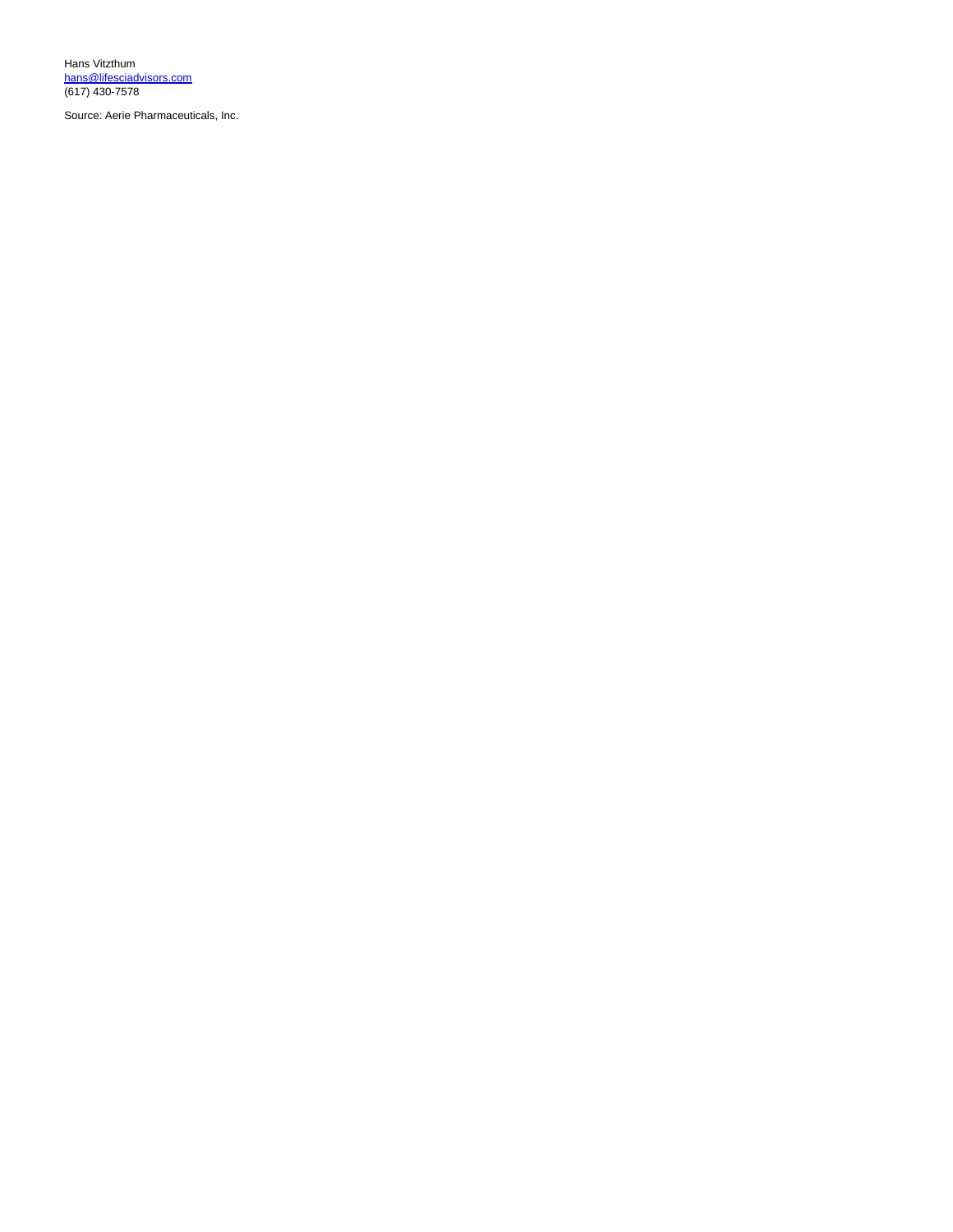Hans Vitzthum
hans@lifesciadvisors.com
(617) 430-7578

Source: Aerie Pharmaceuticals, Inc.